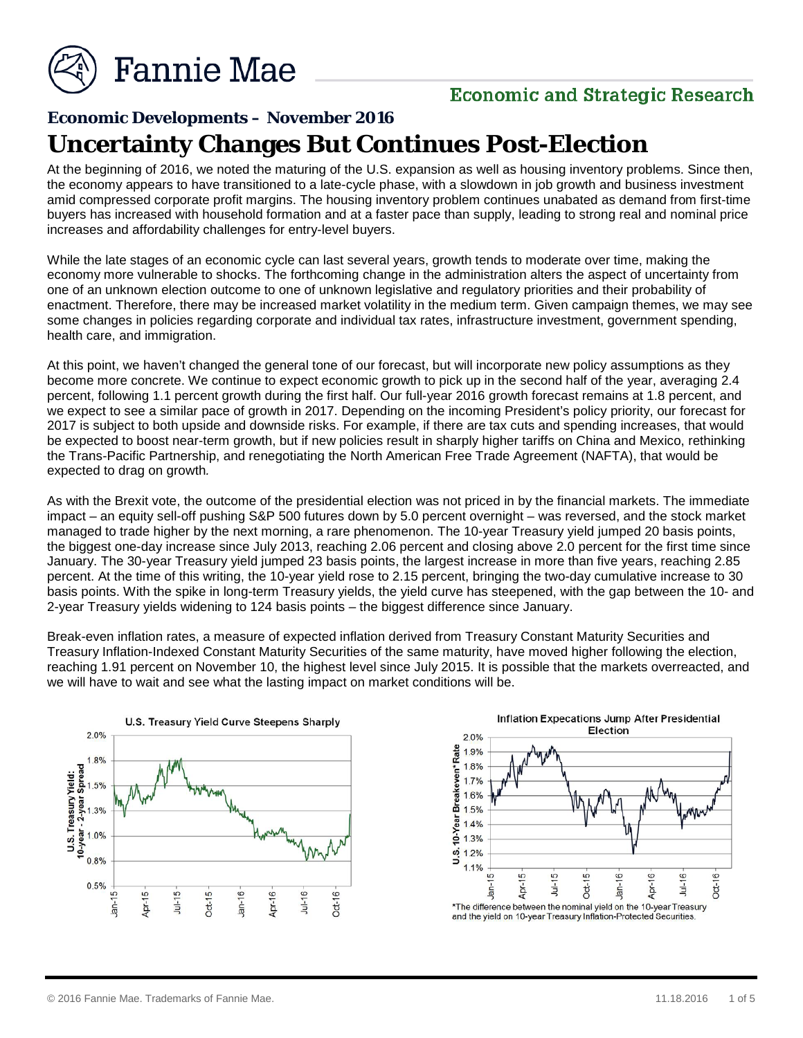Fannie Mae

Economic and Strategic Research

### Economic Developments – November 2016

# Uncertainty Changes But Continues Post-Election

At the beginning of 2016, we noted the maturing of the U.S. expansion as well as housing inventory problems. Since then, the economy appears to have transitioned to a late-cycle phase, with a slowdown in job growth and business investment amid compressed corporate profit margins. The housing inventory problem continues unabated as demand from first-time buyers has increased with household formation and at a faster pace than supply, leading to strong real and nominal price increases and affordability challenges for entry-level buyers.

While the late stages of an economic cycle can last several years, growth tends to moderate over time, making the economy more vulnerable to shocks. The forthcoming change in the administration alters the aspect of uncertainty from one of an unknown election outcome to one of unknown legislative and regulatory priorities and their probability of enactment. Therefore, there may be increased market volatility in the medium term. Given campaign themes, we may see some changes in policies regarding corporate and individual tax rates, infrastructure investment, government spending, health care, and immigration.

At this point, we haven't changed the general tone of our forecast, but will incorporate new policy assumptions as they become more concrete. We continue to expect economic growth to pick up in the second half of the year, averaging 2.4 percent, following 1.1 percent growth during the first half. Our full-year 2016 growth forecast remains at 1.8 percent, and we expect to see a similar pace of growth in 2017. Depending on the incoming President's policy priority, our forecast for 2017 is subject to both upside and downside risks. For example, if there are tax cuts and spending increases, that would be expected to boost near-term growth, but if new policies result in sharply higher tariffs on China and Mexico, rethinking the Trans-Pacific Partnership, and renegotiating the North American Free Trade Agreement (NAFTA), that would be expected to drag on growth.

As with the Brexit vote, the outcome of the presidential election was not priced in by the financial markets. The immediate impact – an equity sell-off pushing S&P 500 futures down by 5.0 percent overnight – was reversed, and the stock market managed to trade higher by the next morning, a rare phenomenon. The 10-year Treasury yield jumped 20 basis points, the biggest one-day increase since July 2013, reaching 2.06 percent and closing above 2.0 percent for the first time since January. The 30-year Treasury yield jumped 23 basis points, the largest increase in more than five years, reaching 2.85 percent. At the time of this writing, the 10-year yield rose to 2.15 percent, bringing the two-day cumulative increase to 30 basis points. With the spike in long-term Treasury yields, the yield curve has steepened, with the gap between the 10- and 2-year Treasury yields widening to 124 basis points – the biggest difference since January.

Break-even inflation rates, a measure of expected inflation derived from Treasury Constant Maturity Securities and Treasury Inflation-Indexed Constant Maturity Securities of the same maturity, have moved higher following the election, reaching 1.91 percent on November 10, the highest level since July 2015. It is possible that the markets overreacted, and we will have to wait and see what the lasting impact on market conditions will be.

**U.S. Treasury Yield Curve Steepens Sharply**

**Inflation Expecations Jump After Presidential Election**

*The difference between the nominal yield on the 10-year Treasury and the yield on 10-year Treasury Inflation-Protected Securities.

© 2016 Fannie Mae. Trademarks of Fannie Mae. 11.18.2016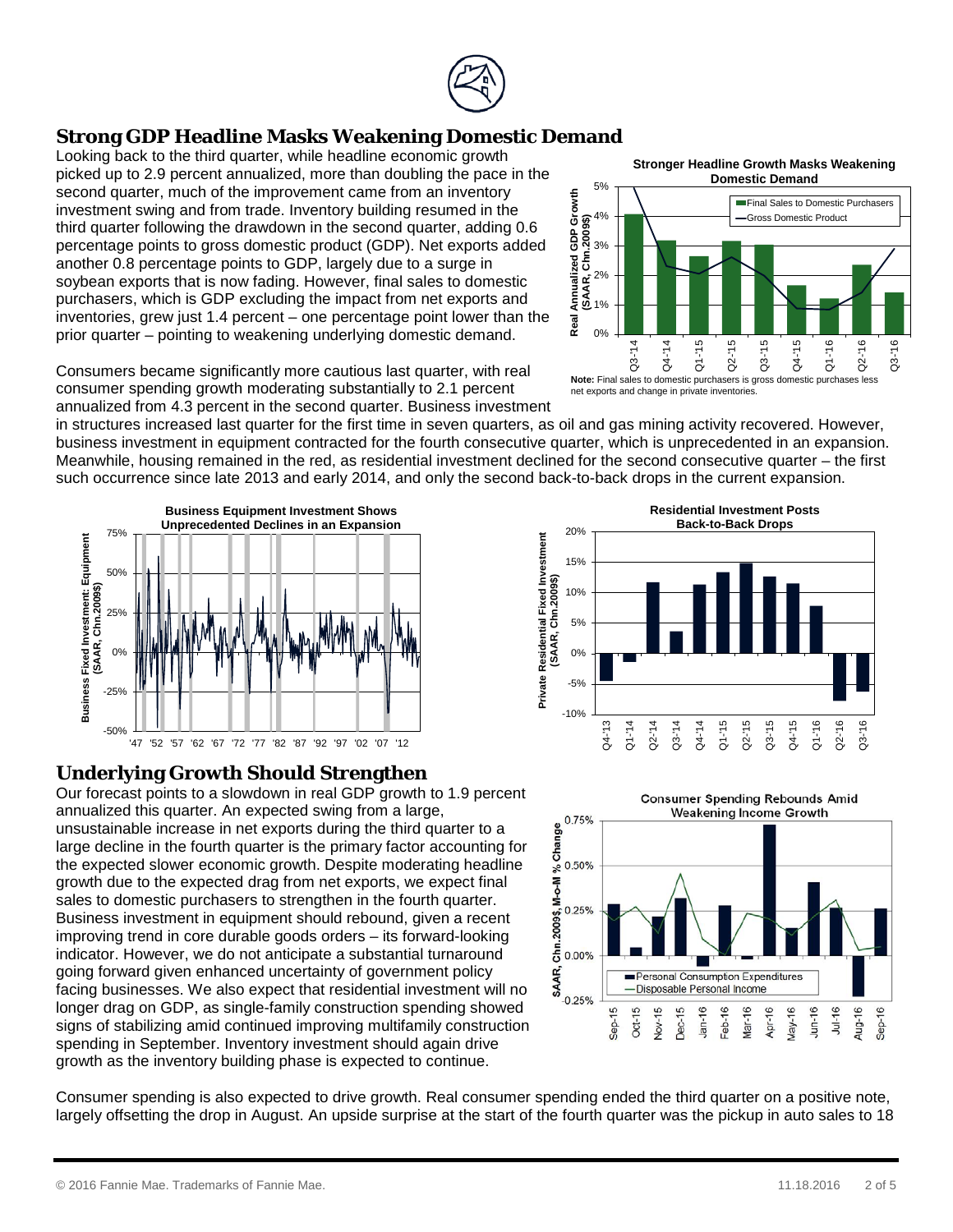## Strong GDP Headline Masks Weakening Domestic Demand

Looking back to the third quarter, while headline economic growth picked up to 2.9 percent annualized, more than doubling the pace in the second quarter, much of the improvement came from an inventory investment swing and from trade. Inventory building resumed in the third quarter following the drawdown in the second quarter, adding 0.6 percentage points to gross domestic product (GDP). Net exports added another 0.8 percentage points to GDP, largely due to a surge in soybean exports that is now fading. However, final sales to domestic purchasers, which is GDP excluding the impact from net exports and inventories, grew just 1.4 percent – one percentage point lower than the prior quarter – pointing to weakening underlying domestic demand.

**Stronger Headline Growth Masks Weakening Domestic Demand**

**Note:** Final sales to domestic purchasers is gross domestic purchases less net exports and change in private inventories.

Consumers became significantly more cautious last quarter, with real consumer spending growth moderating substantially to 2.1 percent annualized from 4.3 percent in the second quarter. Business investment in structures increased last quarter for the first time in seven quarters, as oil and gas mining activity recovered. However, business investment in equipment contracted for the fourth consecutive quarter, which is unprecedented in an expansion. Meanwhile, housing remained in the red, as residential investment declined for the second consecutive quarter – the first such occurrence since late 2013 and early 2014, and only the second back-to-back drops in the current expansion.

**Business Equipment Investment Shows Unprecedented Declines in an Expansion**

**Residential Investment Posts Back-to-Back Drops**

## Underlying Growth Should Strengthen

Our forecast points to a slowdown in real GDP growth to 1.9 percent annualized this quarter. An expected swing from a large, unsustainable increase in net exports during the third quarter to a large decline in the fourth quarter is the primary factor accounting for the expected slower economic growth. Despite moderating headline growth due to the expected drag from net exports, we expect final sales to domestic purchasers to strengthen in the fourth quarter. Business investment in equipment should rebound, given a recent improving trend in core durable goods orders – its forward-looking indicator. However, we do not anticipate a substantial turnaround going forward given enhanced uncertainty of government policy facing businesses. We also expect that residential investment will no longer drag on GDP, as single-family construction spending showed signs of stabilizing amid continued improving multifamily construction spending in September. Inventory investment should again drive growth as the inventory building phase is expected to continue.

**Consumer Spending Rebounds Amid Weakening Income Growth**

Consumer spending is also expected to drive growth. Real consumer spending ended the third quarter on a positive note, largely offsetting the drop in August. An upside surprise at the start of the fourth quarter was the pickup in auto sales to 18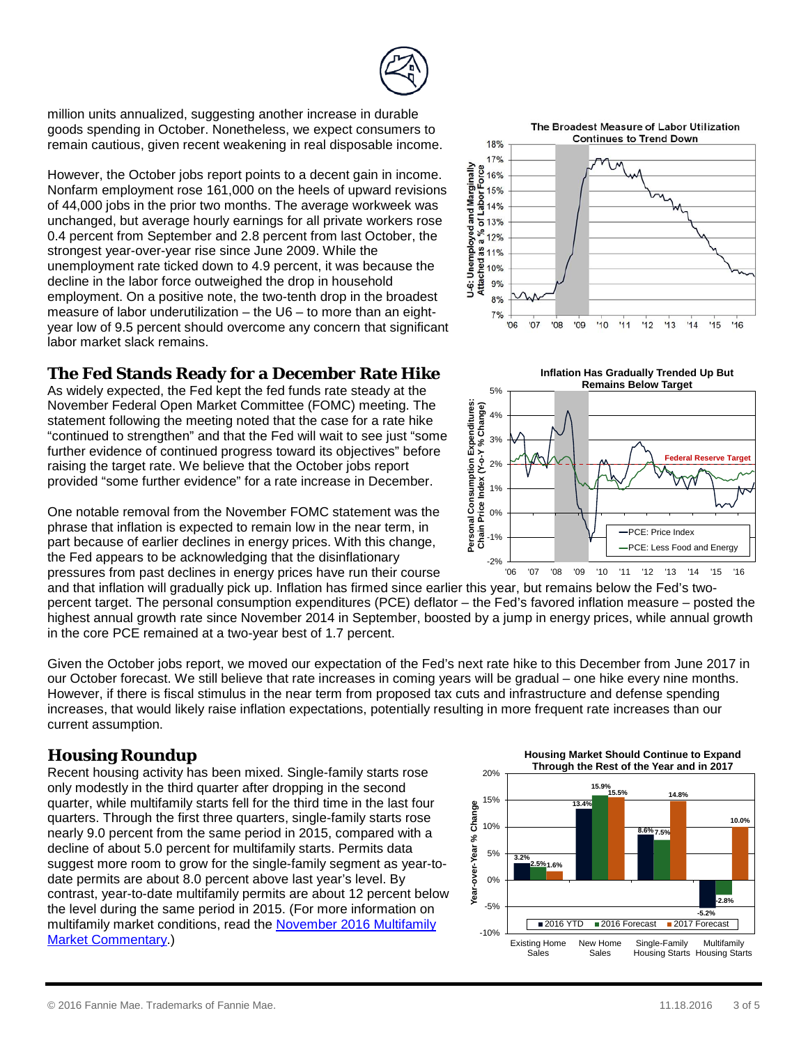million units annualized, suggesting another increase in durable goods spending in October. Nonetheless, we expect consumers to remain cautious, given recent weakening in real disposable income.

However, the October jobs report points to a decent gain in income. Nonfarm employment rose 161,000 on the heels of upward revisions of 44,000 jobs in the prior two months. The average workweek was unchanged, but average hourly earnings for all private workers rose 0.4 percent from September and 2.8 percent from last October, the strongest year-over-year rise since June 2009. While the unemployment rate ticked down to 4.9 percent, it was because the decline in the labor force outweighed the drop in household employment. On a positive note, the two-tenth drop in the broadest measure of labor underutilization – the U6 – to more than an eight-year low of 9.5 percent should overcome any concern that significant labor market slack remains.

The Broadest Measure of Labor Utilization Continues to Trend Down

## The Fed Stands Ready for a December Rate Hike

As widely expected, the Fed kept the fed funds rate steady at the November Federal Open Market Committee (FOMC) meeting. The statement following the meeting noted that the case for a rate hike "continued to strengthen" and that the Fed will wait to see just "some further evidence of continued progress toward its objectives" before raising the target rate. We believe that the October jobs report provided "some further evidence" for a rate increase in December.

One notable removal from the November FOMC statement was the phrase that inflation is expected to remain low in the near term, in part because of earlier declines in energy prices. With this change, the Fed appears to be acknowledging that the disinflationary pressures from past declines in energy prices have run their course and that inflation will gradually pick up. Inflation has firmed since earlier this year, but remains below the Fed's two-percent target. The personal consumption expenditures (PCE) deflator – the Fed's favored inflation measure – posted the highest annual growth rate since November 2014 in September, boosted by a jump in energy prices, while annual growth in the core PCE remained at a two-year best of 1.7 percent.

Inflation Has Gradually Trended Up But Remains Below Target

Given the October jobs report, we moved our expectation of the Fed's next rate hike to this December from June 2017 in our October forecast. We still believe that rate increases in coming years will be gradual – one hike every nine months. However, if there is fiscal stimulus in the near term from proposed tax cuts and infrastructure and defense spending increases, that would likely raise inflation expectations, potentially resulting in more frequent rate increases than our current assumption.

## Housing Roundup

Recent housing activity has been mixed. Single-family starts rose only modestly in the third quarter after dropping in the second quarter, while multifamily starts fell for the third time in the last four quarters. Through the first three quarters, single-family starts rose nearly 9.0 percent from the same period in 2015, compared with a decline of about 5.0 percent for multifamily starts. Permits data suggest more room to grow for the single-family segment as year-to-date permits are about 8.0 percent above last year's level. By contrast, year-to-date multifamily permits are about 12 percent below the level during the same period in 2015. (For more information on multifamily market conditions, read the [November 2016 Multifamily Market Commentary](#).)

Housing Market Should Continue to Expand Through the Rest of the Year and in 2017

| Year-over-Year % Change | 2016 YTD | 2016 Forecast | 2017 Forecast |
|---|---|---|---|
| Existing Home Sales | 3.2% | 2.5% | 1.6% |
| New Home Sales | 13.4% | 15.9% | 15.5% |
| Single-Family Housing Starts | 8.6% | 7.5% | 14.8% |
| Multifamily Housing Starts | -5.2% | -2.8% | 10.0% |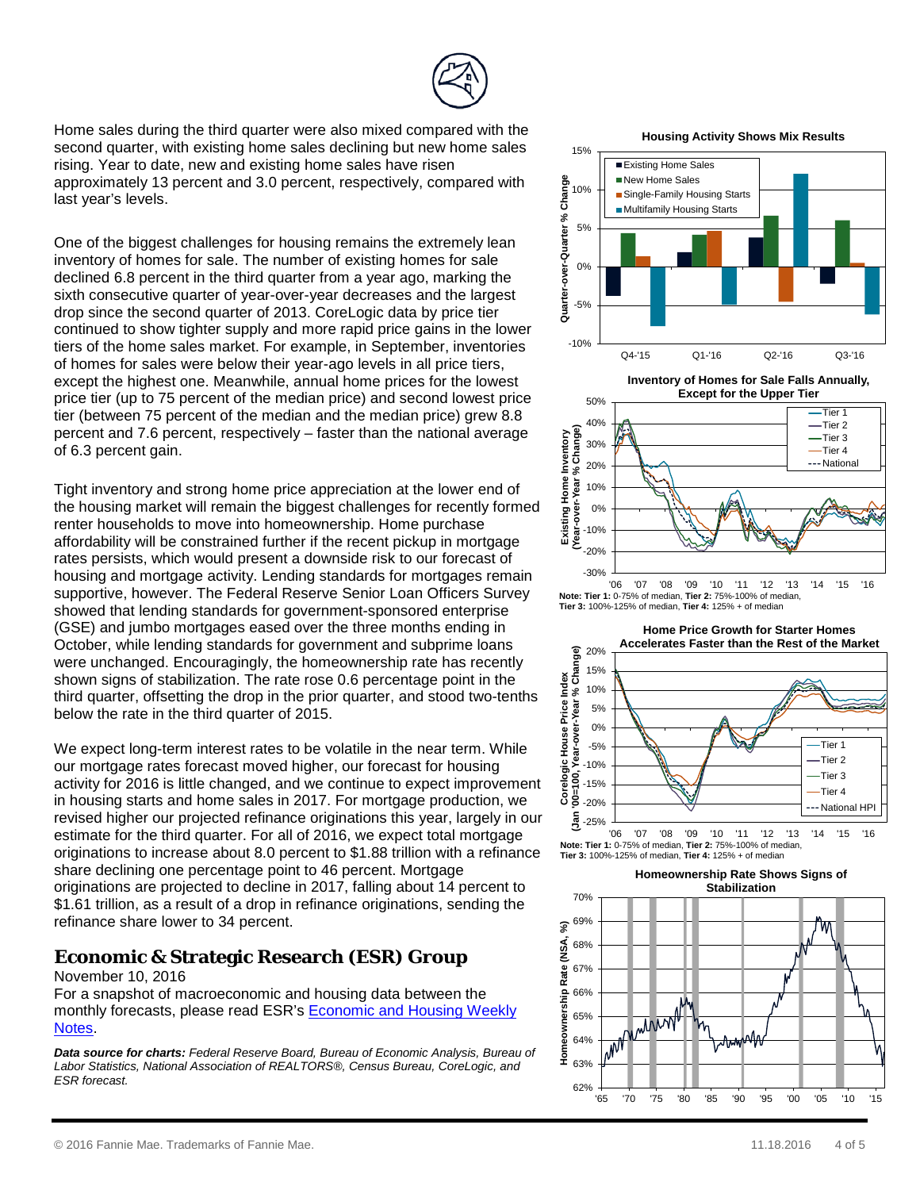Home sales during the third quarter were also mixed compared with the second quarter, with existing home sales declining but new home sales rising. Year to date, new and existing home sales have risen approximately 13 percent and 3.0 percent, respectively, compared with last year's levels.

One of the biggest challenges for housing remains the extremely lean inventory of homes for sale. The number of existing homes for sale declined 6.8 percent in the third quarter from a year ago, marking the sixth consecutive quarter of year-over-year decreases and the largest drop since the second quarter of 2013. CoreLogic data by price tier continued to show tighter supply and more rapid price gains in the lower tiers of the home sales market. For example, in September, inventories of homes for sales were below their year-ago levels in all price tiers, except the highest one. Meanwhile, annual home prices for the lowest price tier (up to 75 percent of the median price) and second lowest price tier (between 75 percent of the median and the median price) grew 8.8 percent and 7.6 percent, respectively – faster than the national average of 6.3 percent gain.

Tight inventory and strong home price appreciation at the lower end of the housing market will remain the biggest challenges for recently formed renter households to move into homeownership. Home purchase affordability will be constrained further if the recent pickup in mortgage rates persists, which would present a downside risk to our forecast of housing and mortgage activity. Lending standards for mortgages remain supportive, however. The Federal Reserve Senior Loan Officers Survey showed that lending standards for government-sponsored enterprise (GSE) and jumbo mortgages eased over the three months ending in October, while lending standards for government and subprime loans were unchanged. Encouragingly, the homeownership rate has recently shown signs of stabilization. The rate rose 0.6 percentage point in the third quarter, offsetting the drop in the prior quarter, and stood two-tenths below the rate in the third quarter of 2015.

We expect long-term interest rates to be volatile in the near term. While our mortgage rates forecast moved higher, our forecast for housing activity for 2016 is little changed, and we continue to expect improvement in housing starts and home sales in 2017. For mortgage production, we revised higher our projected refinance originations this year, largely in our estimate for the third quarter. For all of 2016, we expect total mortgage originations to increase about 8.0 percent to $1.88 trillion with a refinance share declining one percentage point to 46 percent. Mortgage originations are projected to decline in 2017, falling about 14 percent to $1.61 trillion, as a result of a drop in refinance originations, sending the refinance share lower to 34 percent.

## Economic & Strategic Research (ESR) Group

November 10, 2016

For a snapshot of macroeconomic and housing data between the monthly forecasts, please read ESR's Economic and Housing Weekly Notes.

***Data source for charts:*** *Federal Reserve Board, Bureau of Economic Analysis, Bureau of Labor Statistics, National Association of REALTORS®, Census Bureau, CoreLogic, and ESR forecast.*

**Housing Activity Shows Mix Results**

**Inventory of Homes for Sale Falls Annually, Except for the Upper Tier**

**Note: Tier 1:** 0-75% of median, **Tier 2:** 75%-100% of median, **Tier 3:** 100%-125% of median, **Tier 4:** 125% + of median

**Home Price Growth for Starter Homes Accelerates Faster than the Rest of the Market**

**Note: Tier 1:** 0-75% of median, **Tier 2:** 75%-100% of median, **Tier 3:** 100%-125% of median, **Tier 4:** 125% + of median

**Homeownership Rate Shows Signs of Stabilization**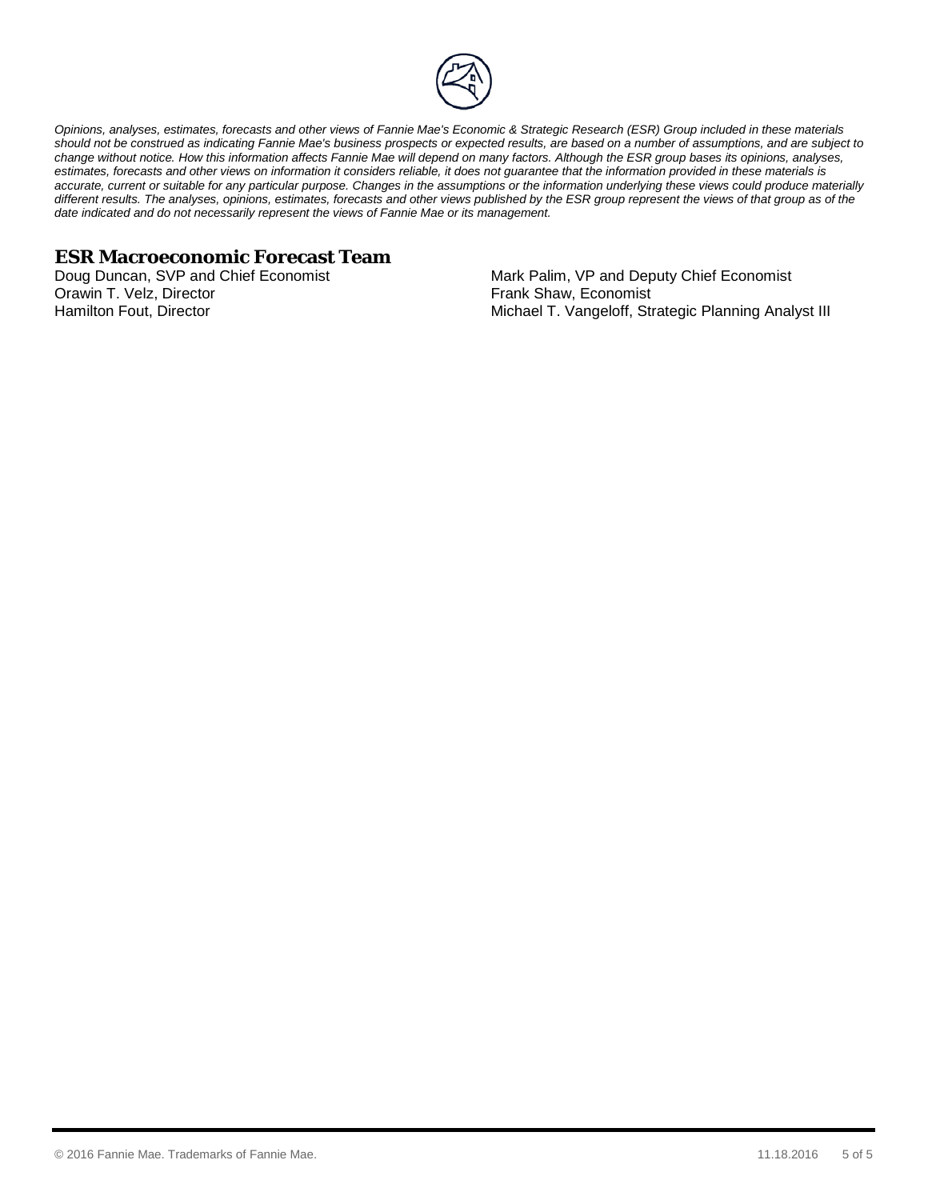*Opinions, analyses, estimates, forecasts and other views of Fannie Mae's Economic & Strategic Research (ESR) Group included in these materials should not be construed as indicating Fannie Mae's business prospects or expected results, are based on a number of assumptions, and are subject to change without notice. How this information affects Fannie Mae will depend on many factors. Although the ESR group bases its opinions, analyses, estimates, forecasts and other views on information it considers reliable, it does not guarantee that the information provided in these materials is accurate, current or suitable for any particular purpose. Changes in the assumptions or the information underlying these views could produce materially different results. The analyses, opinions, estimates, forecasts and other views published by the ESR group represent the views of that group as of the date indicated and do not necessarily represent the views of Fannie Mae or its management.*

## ESR Macroeconomic Forecast Team

Doug Duncan, SVP and Chief Economist
Orawin T. Velz, Director
Hamilton Fout, Director
Mark Palim, VP and Deputy Chief Economist
Frank Shaw, Economist
Michael T. Vangeloff, Strategic Planning Analyst III

© 2016 Fannie Mae. Trademarks of Fannie Mae. 11.18.2016